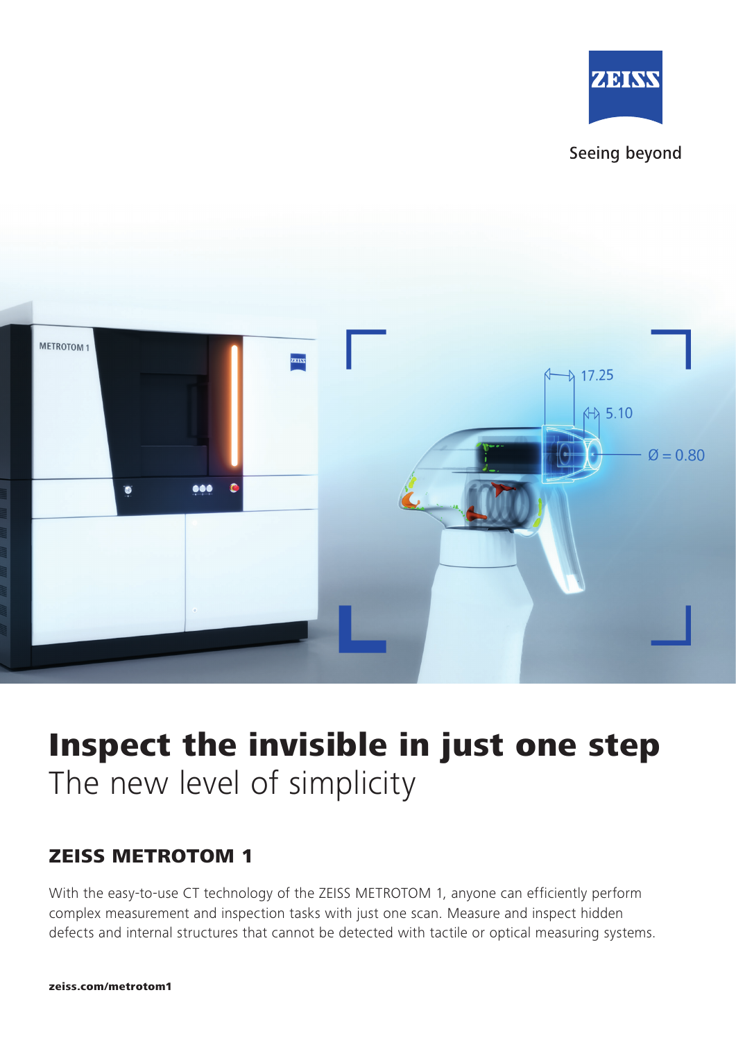Seeing beyond

# Inspect the invisible in just one step

The new level of simplicity

## ZEISS METROTOM 1

With the easy-to-use CT technology of the ZEISS METROTOM 1, anyone can efficiently perform complex measurement and inspection tasks with just one scan. Measure and inspect hidden defects and internal structures that cannot be detected with tactile or optical measuring systems.

**zeiss.com/metrotom1**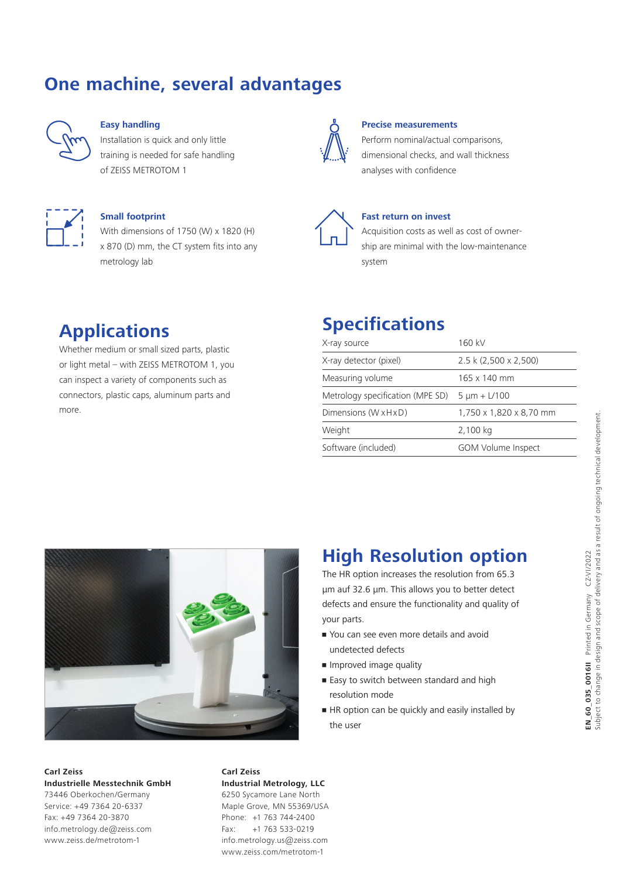# One machine, several advantages

### Easy handling

Installation is quick and only little training is needed for safe handling of ZEISS METROTOM 1

### Precise measurements

Perform nominal/actual comparisons, dimensional checks, and wall thickness analyses with confidence

### Small footprint

With dimensions of 1750 (W) x 1820 (H) x 870 (D) mm, the CT system fits into any metrology lab

### Fast return on invest

Acquisition costs as well as cost of ownership are minimal with the low-maintenance system

## Applications

Whether medium or small sized parts, plastic or light metal – with ZEISS METROTOM 1, you can inspect a variety of components such as connectors, plastic caps, aluminum parts and more.

## Specifications

| | |
|---|---|
| X-ray source | 160 kV |
| X-ray detector (pixel) | 2.5 k (2,500 x 2,500) |
| Measuring volume | 165 x 140 mm |
| Metrology specification (MPE SD) | 5 µm + L/100 |
| Dimensions (W x H x D) | 1,750 x 1,820 x 8,70 mm |
| Weight | 2,100 kg |
| Software (included) | GOM Volume Inspect |

## High Resolution option

The HR option increases the resolution from 65.3 µm auf 32.6 µm. This allows you to better detect defects and ensure the functionality and quality of your parts.

- You can see even more details and avoid undetected defects
- Improved image quality
- Easy to switch between standard and high resolution mode
- HR option can be quickly and easily installed by the user

**Carl Zeiss**
**Industrielle Messtechnik GmbH**
73446 Oberkochen/Germany
Service: +49 7364 20-6337
Fax: +49 7364 20-3870
info.metrology.de@zeiss.com
www.zeiss.de/metrotom-1

**Carl Zeiss**
**Industrial Metrology, LLC**
6250 Sycamore Lane North
Maple Grove, MN 55369/USA
Phone: +1 763 744-2400
Fax: +1 763 533-0219
info.metrology.us@zeiss.com
www.zeiss.com/metrotom-1

**EN_60_035_0016II** Printed in Germany CZ-VI/2022
Subject to change in design and scope of delivery and as a result of ongoing technical development.